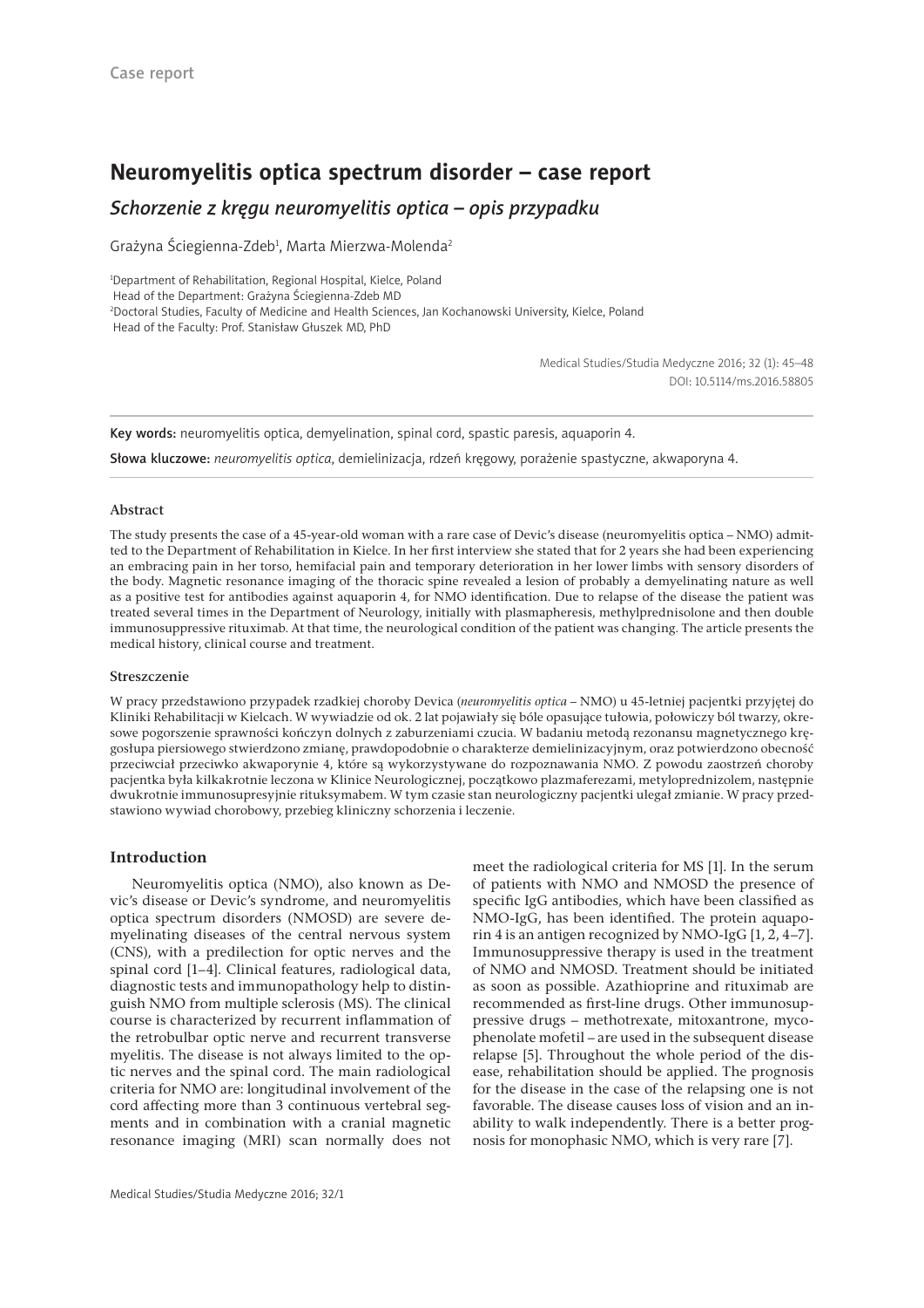Case report

# Neuromyelitis optica spectrum disorder – case report

## *Schorzenie z kręgu neuromyelitis optica – opis przypadku*

Grażyna Ściegienna-Zdeb[1], Marta Mierzwa-Molenda[2]

[1]Department of Rehabilitation, Regional Hospital, Kielce, Poland
Head of the Department: Grażyna Ściegienna-Zdeb MD
[2]Doctoral Studies, Faculty of Medicine and Health Sciences, Jan Kochanowski University, Kielce, Poland
Head of the Faculty: Prof. Stanisław Głuszek MD, PhD

Medical Studies/Studia Medyczne 2016; 32 (1): 45–48
DOI: 10.5114/ms.2016.58805

**Key words:** neuromyelitis optica, demyelination, spinal cord, spastic paresis, aquaporin 4.

**Słowa kluczowe:** *neuromyelitis optica*, demielinizacja, rdzeń kręgowy, porażenie spastyczne, akwaporyna 4.

### Abstract

The study presents the case of a 45-year-old woman with a rare case of Devic's disease (neuromyelitis optica – NMO) admitted to the Department of Rehabilitation in Kielce. In her first interview she stated that for 2 years she had been experiencing an embracing pain in her torso, hemifacial pain and temporary deterioration in her lower limbs with sensory disorders of the body. Magnetic resonance imaging of the thoracic spine revealed a lesion of probably a demyelinating nature as well as a positive test for antibodies against aquaporin 4, for NMO identification. Due to relapse of the disease the patient was treated several times in the Department of Neurology, initially with plasmapheresis, methylprednisolone and then double immunosuppressive rituximab. At that time, the neurological condition of the patient was changing. The article presents the medical history, clinical course and treatment.

### Streszczenie

W pracy przedstawiono przypadek rzadkiej choroby Devica (*neuromyelitis optica* – NMO) u 45-letniej pacjentki przyjętej do Kliniki Rehabilitacji w Kielcach. W wywiadzie od ok. 2 lat pojawiały się bóle opasujące tułowia, połowiczy ból twarzy, okresowe pogorszenie sprawności kończyn dolnych z zaburzeniami czucia. W badaniu metodą rezonansu magnetycznego kręgosłupa piersiowego stwierdzono zmianę, prawdopodobnie o charakterze demielinizacyjnym, oraz potwierdzono obecność przeciwciał przeciwko akwaporynie 4, które są wykorzystywane do rozpoznawania NMO. Z powodu zaostrzeń choroby pacjentka była kilkakrotnie leczona w Klinice Neurologicznej, początkowo plazmaferezami, metyloprednizolem, następnie dwukrotnie immunosupresyjnie rituksymabem. W tym czasie stan neurologiczny pacjentki ulegał zmianie. W pracy przedstawiono wywiad chorobowy, przebieg kliniczny schorzenia i leczenie.

## Introduction

Neuromyelitis optica (NMO), also known as Devic's disease or Devic's syndrome, and neuromyelitis optica spectrum disorders (NMOSD) are severe demyelinating diseases of the central nervous system (CNS), with a predilection for optic nerves and the spinal cord [1–4]. Clinical features, radiological data, diagnostic tests and immunopathology help to distinguish NMO from multiple sclerosis (MS). The clinical course is characterized by recurrent inflammation of the retrobulbar optic nerve and recurrent transverse myelitis. The disease is not always limited to the optic nerves and the spinal cord. The main radiological criteria for NMO are: longitudinal involvement of the cord affecting more than 3 continuous vertebral segments and in combination with a cranial magnetic resonance imaging (MRI) scan normally does not meet the radiological criteria for MS [1]. In the serum of patients with NMO and NMOSD the presence of specific IgG antibodies, which have been classified as NMO-IgG, has been identified. The protein aquaporin 4 is an antigen recognized by NMO-IgG [1, 2, 4–7]. Immunosuppressive therapy is used in the treatment of NMO and NMOSD. Treatment should be initiated as soon as possible. Azathioprine and rituximab are recommended as first-line drugs. Other immunosuppressive drugs – methotrexate, mitoxantrone, mycophenolate mofetil – are used in the subsequent disease relapse [5]. Throughout the whole period of the disease, rehabilitation should be applied. The prognosis for the disease in the case of the relapsing one is not favorable. The disease causes loss of vision and an inability to walk independently. There is a better prognosis for monophasic NMO, which is very rare [7].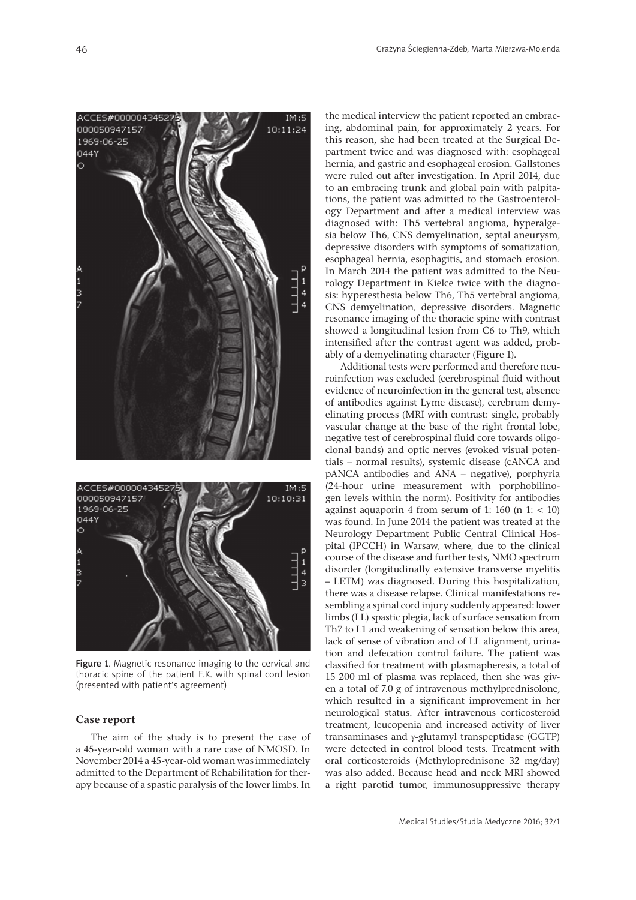Figure 1. Magnetic resonance imaging to the cervical and thoracic spine of the patient E.K. with spinal cord lesion (presented with patient's agreement)

## Case report

The aim of the study is to present the case of a 45-year-old woman with a rare case of NMOSD. In November 2014 a 45-year-old woman was immediately admitted to the Department of Rehabilitation for therapy because of a spastic paralysis of the lower limbs. In the medical interview the patient reported an embracing, abdominal pain, for approximately 2 years. For this reason, she had been treated at the Surgical Department twice and was diagnosed with: esophageal hernia, and gastric and esophageal erosion. Gallstones were ruled out after investigation. In April 2014, due to an embracing trunk and global pain with palpitations, the patient was admitted to the Gastroenterology Department and after a medical interview was diagnosed with: Th5 vertebral angioma, hyperalgesia below Th6, CNS demyelination, septal aneurysm, depressive disorders with symptoms of somatization, esophageal hernia, esophagitis, and stomach erosion. In March 2014 the patient was admitted to the Neurology Department in Kielce twice with the diagnosis: hyperesthesia below Th6, Th5 vertebral angioma, CNS demyelination, depressive disorders. Magnetic resonance imaging of the thoracic spine with contrast showed a longitudinal lesion from C6 to Th9, which intensified after the contrast agent was added, probably of a demyelinating character (Figure 1).

Additional tests were performed and therefore neuroinfection was excluded (cerebrospinal fluid without evidence of neuroinfection in the general test, absence of antibodies against Lyme disease), cerebrum demyelinating process (MRI with contrast: single, probably vascular change at the base of the right frontal lobe, negative test of cerebrospinal fluid core towards oligoclonal bands) and optic nerves (evoked visual potentials – normal results), systemic disease (cANCA and pANCA antibodies and ANA – negative), porphyria (24-hour urine measurement with porphobilinogen levels within the norm). Positivity for antibodies against aquaporin 4 from serum of 1: 160 (n 1: < 10) was found. In June 2014 the patient was treated at the Neurology Department Public Central Clinical Hospital (IPCCH) in Warsaw, where, due to the clinical course of the disease and further tests, NMO spectrum disorder (longitudinally extensive transverse myelitis – LETM) was diagnosed. During this hospitalization, there was a disease relapse. Clinical manifestations resembling a spinal cord injury suddenly appeared: lower limbs (LL) spastic plegia, lack of surface sensation from Th7 to L1 and weakening of sensation below this area, lack of sense of vibration and of LL alignment, urination and defecation control failure. The patient was classified for treatment with plasmapheresis, a total of 15 200 ml of plasma was replaced, then she was given a total of 7.0 g of intravenous methylprednisolone, which resulted in a significant improvement in her neurological status. After intravenous corticosteroid treatment, leucopenia and increased activity of liver transaminases and γ-glutamyl transpeptidase (GGTP) were detected in control blood tests. Treatment with oral corticosteroids (Methyloprednisone 32 mg/day) was also added. Because head and neck MRI showed a right parotid tumor, immunosuppressive therapy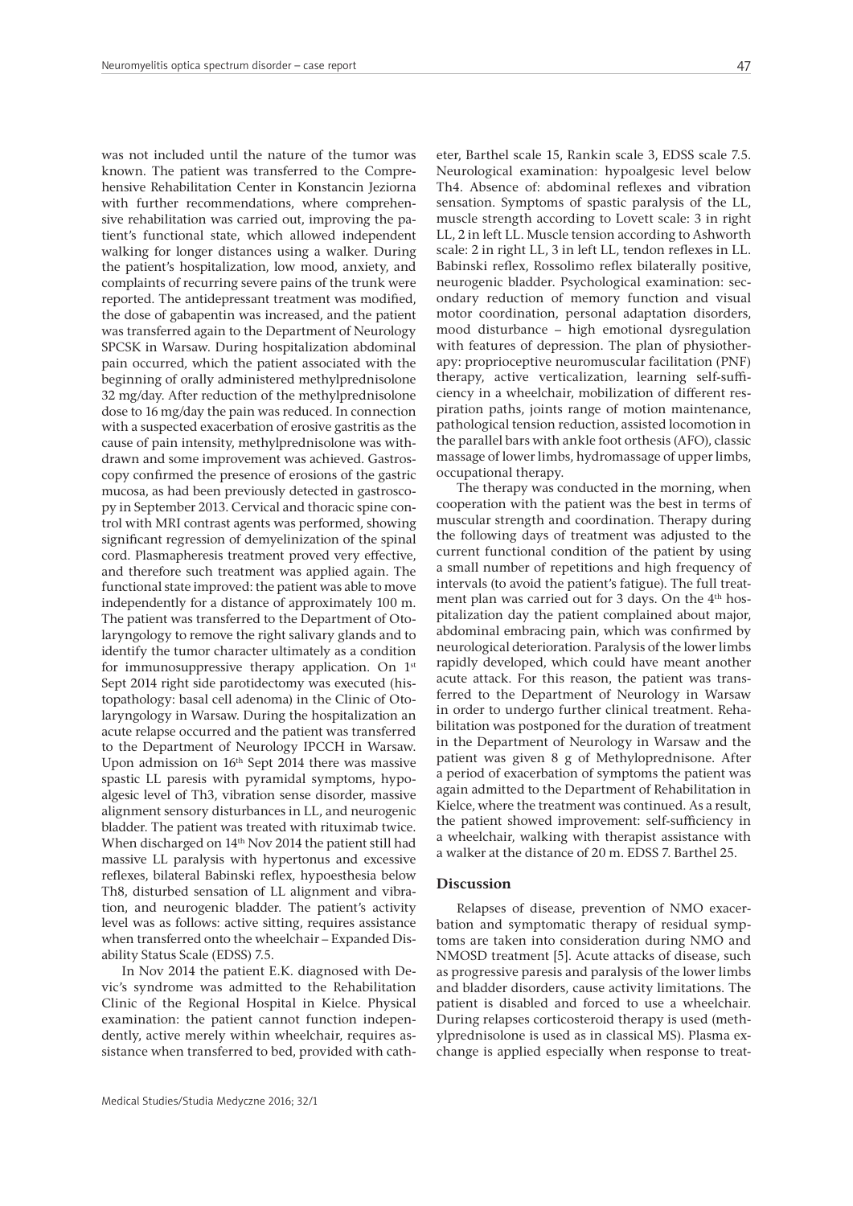was not included until the nature of the tumor was known. The patient was transferred to the Comprehensive Rehabilitation Center in Konstancin Jeziorna with further recommendations, where comprehensive rehabilitation was carried out, improving the patient's functional state, which allowed independent walking for longer distances using a walker. During the patient's hospitalization, low mood, anxiety, and complaints of recurring severe pains of the trunk were reported. The antidepressant treatment was modified, the dose of gabapentin was increased, and the patient was transferred again to the Department of Neurology SPCSK in Warsaw. During hospitalization abdominal pain occurred, which the patient associated with the beginning of orally administered methylprednisolone 32 mg/day. After reduction of the methylprednisolone dose to 16 mg/day the pain was reduced. In connection with a suspected exacerbation of erosive gastritis as the cause of pain intensity, methylprednisolone was withdrawn and some improvement was achieved. Gastroscopy confirmed the presence of erosions of the gastric mucosa, as had been previously detected in gastroscopy in September 2013. Cervical and thoracic spine control with MRI contrast agents was performed, showing significant regression of demyelinization of the spinal cord. Plasmapheresis treatment proved very effective, and therefore such treatment was applied again. The functional state improved: the patient was able to move independently for a distance of approximately 100 m. The patient was transferred to the Department of Otolaryngology to remove the right salivary glands and to identify the tumor character ultimately as a condition for immunosuppressive therapy application. On 1st Sept 2014 right side parotidectomy was executed (histopathology: basal cell adenoma) in the Clinic of Otolaryngology in Warsaw. During the hospitalization an acute relapse occurred and the patient was transferred to the Department of Neurology IPCCH in Warsaw. Upon admission on 16th Sept 2014 there was massive spastic LL paresis with pyramidal symptoms, hypoalgesic level of Th3, vibration sense disorder, massive alignment sensory disturbances in LL, and neurogenic bladder. The patient was treated with rituximab twice. When discharged on 14th Nov 2014 the patient still had massive LL paralysis with hypertonus and excessive reflexes, bilateral Babinski reflex, hypoesthesia below Th8, disturbed sensation of LL alignment and vibration, and neurogenic bladder. The patient's activity level was as follows: active sitting, requires assistance when transferred onto the wheelchair – Expanded Disability Status Scale (EDSS) 7.5.

In Nov 2014 the patient E.K. diagnosed with Devic's syndrome was admitted to the Rehabilitation Clinic of the Regional Hospital in Kielce. Physical examination: the patient cannot function independently, active merely within wheelchair, requires assistance when transferred to bed, provided with catheter, Barthel scale 15, Rankin scale 3, EDSS scale 7.5. Neurological examination: hypoalgesic level below Th4. Absence of: abdominal reflexes and vibration sensation. Symptoms of spastic paralysis of the LL, muscle strength according to Lovett scale: 3 in right LL, 2 in left LL. Muscle tension according to Ashworth scale: 2 in right LL, 3 in left LL, tendon reflexes in LL. Babinski reflex, Rossolimo reflex bilaterally positive, neurogenic bladder. Psychological examination: secondary reduction of memory function and visual motor coordination, personal adaptation disorders, mood disturbance – high emotional dysregulation with features of depression. The plan of physiotherapy: proprioceptive neuromuscular facilitation (PNF) therapy, active verticalization, learning self-sufficiency in a wheelchair, mobilization of different respiration paths, joints range of motion maintenance, pathological tension reduction, assisted locomotion in the parallel bars with ankle foot orthesis (AFO), classic massage of lower limbs, hydromassage of upper limbs, occupational therapy.

The therapy was conducted in the morning, when cooperation with the patient was the best in terms of muscular strength and coordination. Therapy during the following days of treatment was adjusted to the current functional condition of the patient by using a small number of repetitions and high frequency of intervals (to avoid the patient's fatigue). The full treatment plan was carried out for 3 days. On the 4th hospitalization day the patient complained about major, abdominal embracing pain, which was confirmed by neurological deterioration. Paralysis of the lower limbs rapidly developed, which could have meant another acute attack. For this reason, the patient was transferred to the Department of Neurology in Warsaw in order to undergo further clinical treatment. Rehabilitation was postponed for the duration of treatment in the Department of Neurology in Warsaw and the patient was given 8 g of Methyloprednisone. After a period of exacerbation of symptoms the patient was again admitted to the Department of Rehabilitation in Kielce, where the treatment was continued. As a result, the patient showed improvement: self-sufficiency in a wheelchair, walking with therapist assistance with a walker at the distance of 20 m. EDSS 7. Barthel 25.

## Discussion

Relapses of disease, prevention of NMO exacerbation and symptomatic therapy of residual symptoms are taken into consideration during NMO and NMOSD treatment [5]. Acute attacks of disease, such as progressive paresis and paralysis of the lower limbs and bladder disorders, cause activity limitations. The patient is disabled and forced to use a wheelchair. During relapses corticosteroid therapy is used (methylprednisolone is used as in classical MS). Plasma exchange is applied especially when response to treat-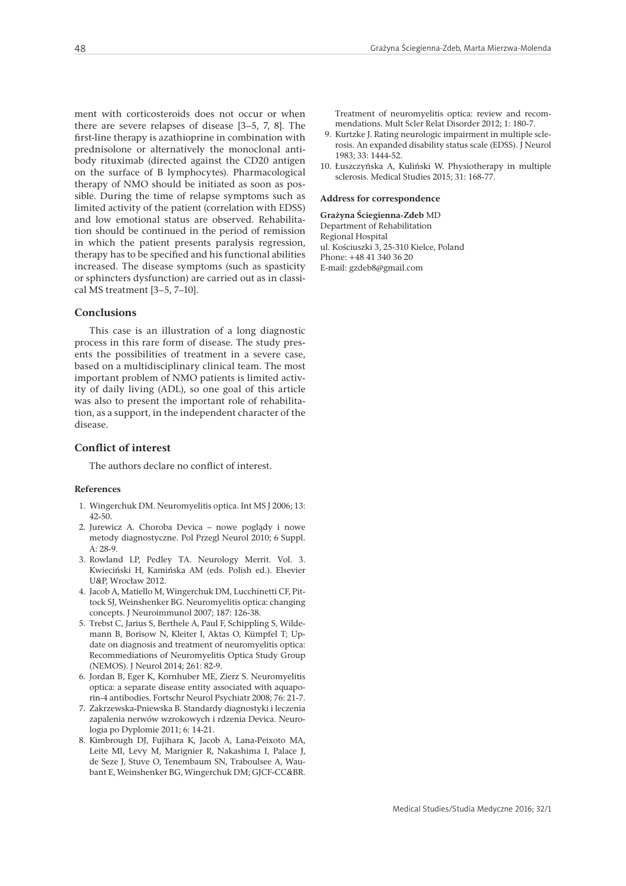ment with corticosteroids does not occur or when there are severe relapses of disease [3–5, 7, 8]. The first-line therapy is azathioprine in combination with prednisolone or alternatively the monoclonal antibody rituximab (directed against the CD20 antigen on the surface of B lymphocytes). Pharmacological therapy of NMO should be initiated as soon as possible. During the time of relapse symptoms such as limited activity of the patient (correlation with EDSS) and low emotional status are observed. Rehabilitation should be continued in the period of remission in which the patient presents paralysis regression, therapy has to be specified and his functional abilities increased. The disease symptoms (such as spasticity or sphincters dysfunction) are carried out as in classical MS treatment [3–5, 7–10].

## Conclusions

This case is an illustration of a long diagnostic process in this rare form of disease. The study presents the possibilities of treatment in a severe case, based on a multidisciplinary clinical team. The most important problem of NMO patients is limited activity of daily living (ADL), so one goal of this article was also to present the important role of rehabilitation, as a support, in the independent character of the disease.

## Conflict of interest

The authors declare no conflict of interest.

### References

1. Wingerchuk DM. Neuromyelitis optica. Int MS J 2006; 13: 42-50.
2. Jurewicz A. Choroba Devica – nowe poglądy i nowe metody diagnostyczne. Pol Przegl Neurol 2010; 6 Suppl. A: 28-9.
3. Rowland LP, Pedley TA. Neurology Merrit. Vol. 3. Kwieciński H, Kamińska AM (eds. Polish ed.). Elsevier U&P, Wrocław 2012.
4. Jacob A, Matiello M, Wingerchuk DM, Lucchinetti CF, Pittock SJ, Weinshenker BG. Neuromyelitis optica: changing concepts. J Neuroimmunol 2007; 187: 126-38.
5. Trebst C, Jarius S, Berthele A, Paul F, Schippling S, Wildemann B, Borisow N, Kleiter I, Aktas O, Kümpfel T; Update on diagnosis and treatment of neuromyelitis optica: Recommediations of Neuromyelitis Optica Study Group (NEMOS). J Neurol 2014; 261: 82-9.
6. Jordan B, Eger K, Kornhuber ME, Zierz S. Neuromyelitis optica: a separate disease entity associated with aquaporin-4 antibodies. Fortschr Neurol Psychiatr 2008; 76: 21-7.
7. Zakrzewska-Pniewska B. Standardy diagnostyki i leczenia zapalenia nerwów wzrokowych i rdzenia Devica. Neurologia po Dyplomie 2011; 6: 14-21.
8. Kimbrough DJ, Fujihara K, Jacob A, Lana-Peixoto MA, Leite MI, Levy M, Marignier R, Nakashima I, Palace J, de Seze J, Stuve O, Tenembaum SN, Traboulsee A, Waubant E, Weinshenker BG, Wingerchuk DM; GJCF-CC&BR. Treatment of neuromyelitis optica: review and recommendations. Mult Scler Relat Disorder 2012; 1: 180-7.
9. Kurtzke J. Rating neurologic impairment in multiple sclerosis. An expanded disability status scale (EDSS). J Neurol 1983; 33: 1444-52.
10. Łuszczyńska A, Kuliński W. Physiotherapy in multiple sclerosis. Medical Studies 2015; 31: 168-77.

### Address for correspondence

**Grażyna Ściegienna-Zdeb** MD
Department of Rehabilitation
Regional Hospital
ul. Kościuszki 3, 25-310 Kielce, Poland
Phone: +48 41 340 36 20
E-mail: gzdeb8@gmail.com